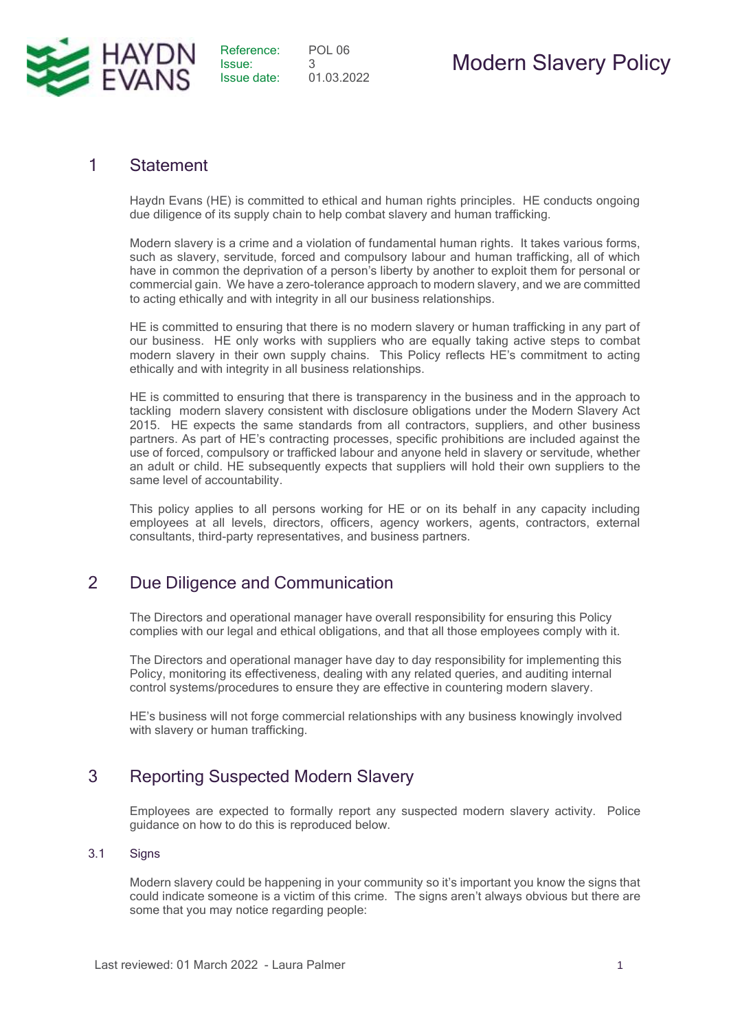HAYDN EVANS

Reference: POL 06
Issue: 3
Issue date: 01.03.2022

# Modern Slavery Policy

## 1 Statement

Haydn Evans (HE) is committed to ethical and human rights principles. HE conducts ongoing due diligence of its supply chain to help combat slavery and human trafficking.

Modern slavery is a crime and a violation of fundamental human rights. It takes various forms, such as slavery, servitude, forced and compulsory labour and human trafficking, all of which have in common the deprivation of a person's liberty by another to exploit them for personal or commercial gain. We have a zero-tolerance approach to modern slavery, and we are committed to acting ethically and with integrity in all our business relationships.

HE is committed to ensuring that there is no modern slavery or human trafficking in any part of our business. HE only works with suppliers who are equally taking active steps to combat modern slavery in their own supply chains. This Policy reflects HE's commitment to acting ethically and with integrity in all business relationships.

HE is committed to ensuring that there is transparency in the business and in the approach to tackling modern slavery consistent with disclosure obligations under the Modern Slavery Act 2015. HE expects the same standards from all contractors, suppliers, and other business partners. As part of HE's contracting processes, specific prohibitions are included against the use of forced, compulsory or trafficked labour and anyone held in slavery or servitude, whether an adult or child. HE subsequently expects that suppliers will hold their own suppliers to the same level of accountability.

This policy applies to all persons working for HE or on its behalf in any capacity including employees at all levels, directors, officers, agency workers, agents, contractors, external consultants, third-party representatives, and business partners.

## 2 Due Diligence and Communication

The Directors and operational manager have overall responsibility for ensuring this Policy complies with our legal and ethical obligations, and that all those employees comply with it.

The Directors and operational manager have day to day responsibility for implementing this Policy, monitoring its effectiveness, dealing with any related queries, and auditing internal control systems/procedures to ensure they are effective in countering modern slavery.

HE's business will not forge commercial relationships with any business knowingly involved with slavery or human trafficking.

## 3 Reporting Suspected Modern Slavery

Employees are expected to formally report any suspected modern slavery activity. Police guidance on how to do this is reproduced below.

### 3.1 Signs

Modern slavery could be happening in your community so it's important you know the signs that could indicate someone is a victim of this crime. The signs aren't always obvious but there are some that you may notice regarding people:

Last reviewed: 01 March 2022 - Laura Palmer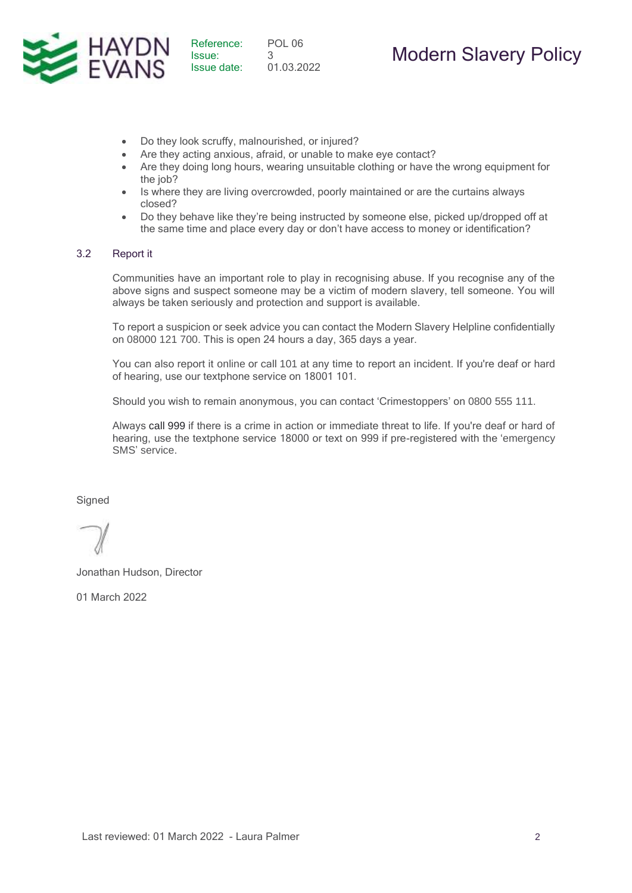- Do they look scruffy, malnourished, or injured?
- Are they acting anxious, afraid, or unable to make eye contact?
- Are they doing long hours, wearing unsuitable clothing or have the wrong equipment for the job?
- Is where they are living overcrowded, poorly maintained or are the curtains always closed?
- Do they behave like they're being instructed by someone else, picked up/dropped off at the same time and place every day or don't have access to money or identification?

### 3.2 Report it

Communities have an important role to play in recognising abuse. If you recognise any of the above signs and suspect someone may be a victim of modern slavery, tell someone. You will always be taken seriously and protection and support is available.

To report a suspicion or seek advice you can contact the Modern Slavery Helpline confidentially on 08000 121 700. This is open 24 hours a day, 365 days a year.

You can also report it online or call 101 at any time to report an incident. If you're deaf or hard of hearing, use our textphone service on 18001 101.

Should you wish to remain anonymous, you can contact 'Crimestoppers' on 0800 555 111.

Always call 999 if there is a crime in action or immediate threat to life. If you're deaf or hard of hearing, use the textphone service 18000 or text on 999 if pre-registered with the 'emergency SMS' service.

Signed

Jonathan Hudson, Director

01 March 2022

Last reviewed: 01 March 2022 - Laura Palmer